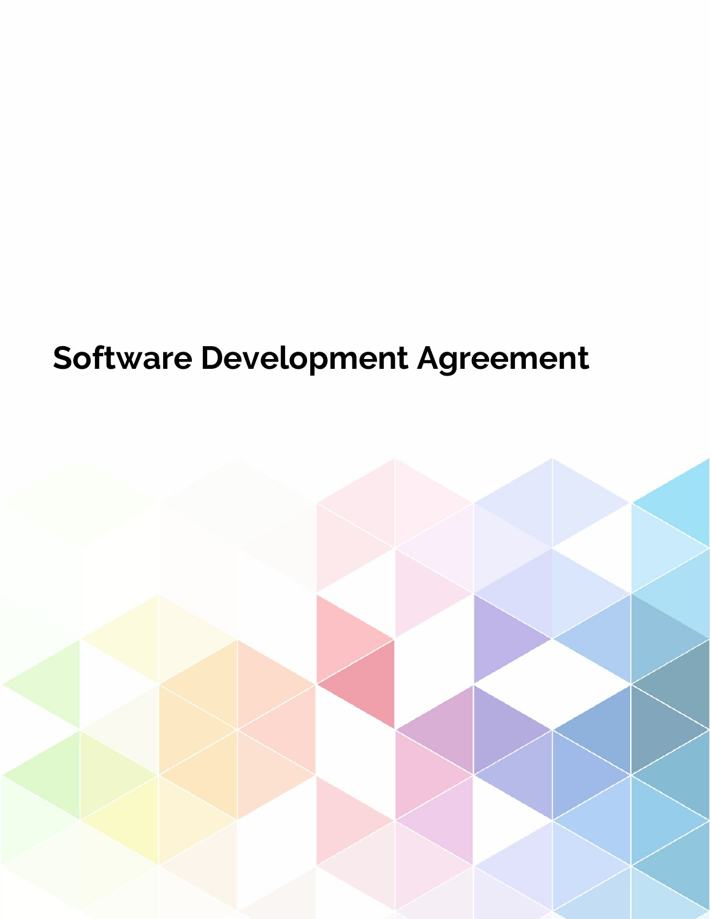# Software Development Agreement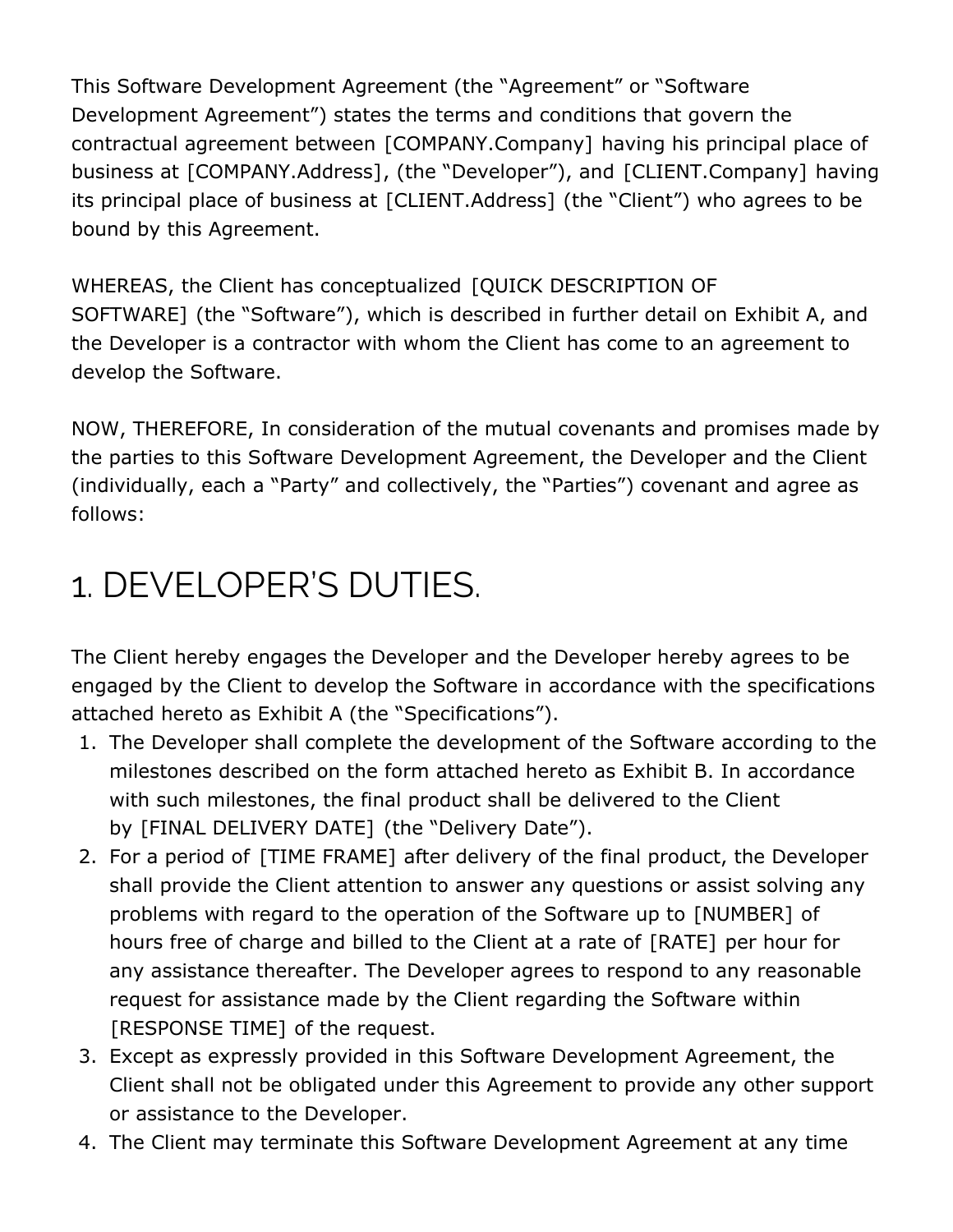This Software Development Agreement (the “Agreement” or “Software Development Agreement”) states the terms and conditions that govern the contractual agreement between [COMPANY.Company] having his principal place of business at [COMPANY.Address], (the “Developer”), and [CLIENT.Company] having its principal place of business at [CLIENT.Address] (the “Client”) who agrees to be bound by this Agreement.

WHEREAS, the Client has conceptualized [QUICK DESCRIPTION OF SOFTWARE] (the “Software”), which is described in further detail on Exhibit A, and the Developer is a contractor with whom the Client has come to an agreement to develop the Software.

NOW, THEREFORE, In consideration of the mutual covenants and promises made by the parties to this Software Development Agreement, the Developer and the Client (individually, each a “Party” and collectively, the “Parties”) covenant and agree as follows:

# 1. DEVELOPER'S DUTIES.

The Client hereby engages the Developer and the Developer hereby agrees to be engaged by the Client to develop the Software in accordance with the specifications attached hereto as Exhibit A (the “Specifications”).

1. The Developer shall complete the development of the Software according to the milestones described on the form attached hereto as Exhibit B. In accordance with such milestones, the final product shall be delivered to the Client by [FINAL DELIVERY DATE] (the “Delivery Date”).
2. For a period of [TIME FRAME] after delivery of the final product, the Developer shall provide the Client attention to answer any questions or assist solving any problems with regard to the operation of the Software up to [NUMBER] of hours free of charge and billed to the Client at a rate of [RATE] per hour for any assistance thereafter. The Developer agrees to respond to any reasonable request for assistance made by the Client regarding the Software within [RESPONSE TIME] of the request.
3. Except as expressly provided in this Software Development Agreement, the Client shall not be obligated under this Agreement to provide any other support or assistance to the Developer.
4. The Client may terminate this Software Development Agreement at any time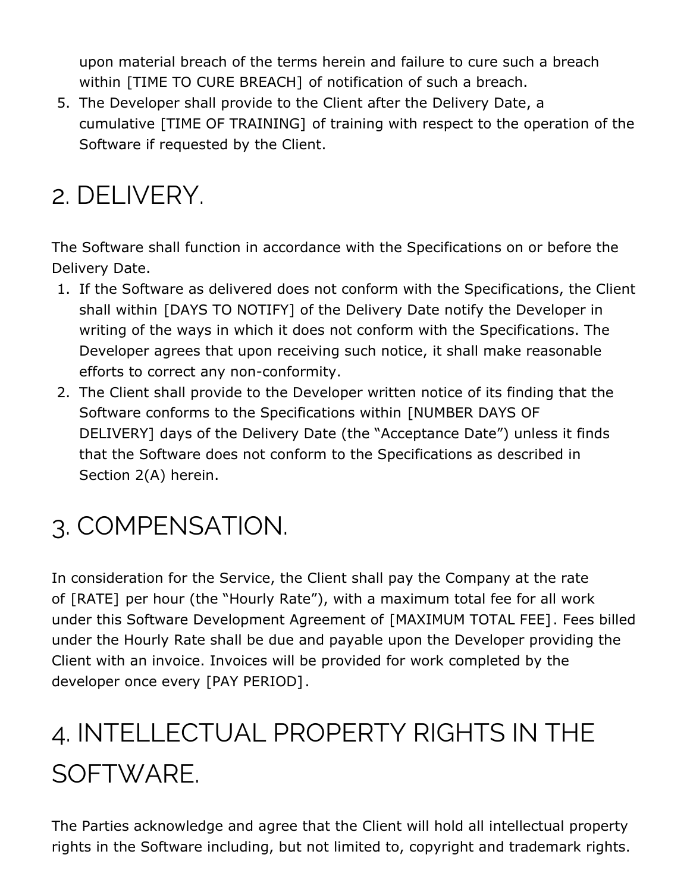upon material breach of the terms herein and failure to cure such a breach within [TIME TO CURE BREACH] of notification of such a breach.

5. The Developer shall provide to the Client after the Delivery Date, a cumulative [TIME OF TRAINING] of training with respect to the operation of the Software if requested by the Client.

## 2. DELIVERY.

The Software shall function in accordance with the Specifications on or before the Delivery Date.

1. If the Software as delivered does not conform with the Specifications, the Client shall within [DAYS TO NOTIFY] of the Delivery Date notify the Developer in writing of the ways in which it does not conform with the Specifications. The Developer agrees that upon receiving such notice, it shall make reasonable efforts to correct any non-conformity.
2. The Client shall provide to the Developer written notice of its finding that the Software conforms to the Specifications within [NUMBER DAYS OF DELIVERY] days of the Delivery Date (the "Acceptance Date") unless it finds that the Software does not conform to the Specifications as described in Section 2(A) herein.

## 3. COMPENSATION.

In consideration for the Service, the Client shall pay the Company at the rate of [RATE] per hour (the "Hourly Rate"), with a maximum total fee for all work under this Software Development Agreement of [MAXIMUM TOTAL FEE]. Fees billed under the Hourly Rate shall be due and payable upon the Developer providing the Client with an invoice. Invoices will be provided for work completed by the developer once every [PAY PERIOD].

## 4. INTELLECTUAL PROPERTY RIGHTS IN THE SOFTWARE.

The Parties acknowledge and agree that the Client will hold all intellectual property rights in the Software including, but not limited to, copyright and trademark rights.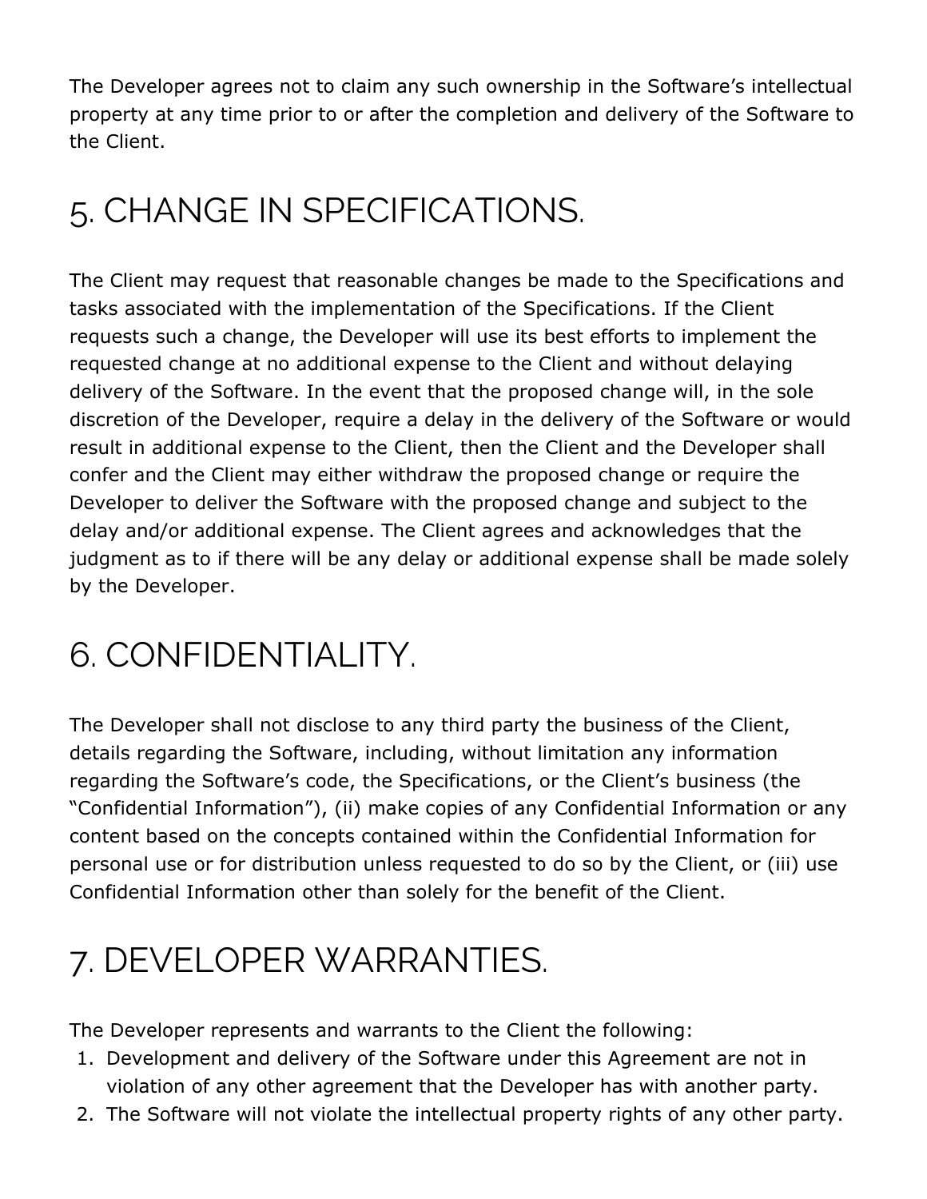The Developer agrees not to claim any such ownership in the Software's intellectual property at any time prior to or after the completion and delivery of the Software to the Client.

# 5. CHANGE IN SPECIFICATIONS.

The Client may request that reasonable changes be made to the Specifications and tasks associated with the implementation of the Specifications. If the Client requests such a change, the Developer will use its best efforts to implement the requested change at no additional expense to the Client and without delaying delivery of the Software. In the event that the proposed change will, in the sole discretion of the Developer, require a delay in the delivery of the Software or would result in additional expense to the Client, then the Client and the Developer shall confer and the Client may either withdraw the proposed change or require the Developer to deliver the Software with the proposed change and subject to the delay and/or additional expense. The Client agrees and acknowledges that the judgment as to if there will be any delay or additional expense shall be made solely by the Developer.

# 6. CONFIDENTIALITY.

The Developer shall not disclose to any third party the business of the Client, details regarding the Software, including, without limitation any information regarding the Software's code, the Specifications, or the Client's business (the "Confidential Information"), (ii) make copies of any Confidential Information or any content based on the concepts contained within the Confidential Information for personal use or for distribution unless requested to do so by the Client, or (iii) use Confidential Information other than solely for the benefit of the Client.

# 7. DEVELOPER WARRANTIES.

The Developer represents and warrants to the Client the following:

1. Development and delivery of the Software under this Agreement are not in violation of any other agreement that the Developer has with another party.
2. The Software will not violate the intellectual property rights of any other party.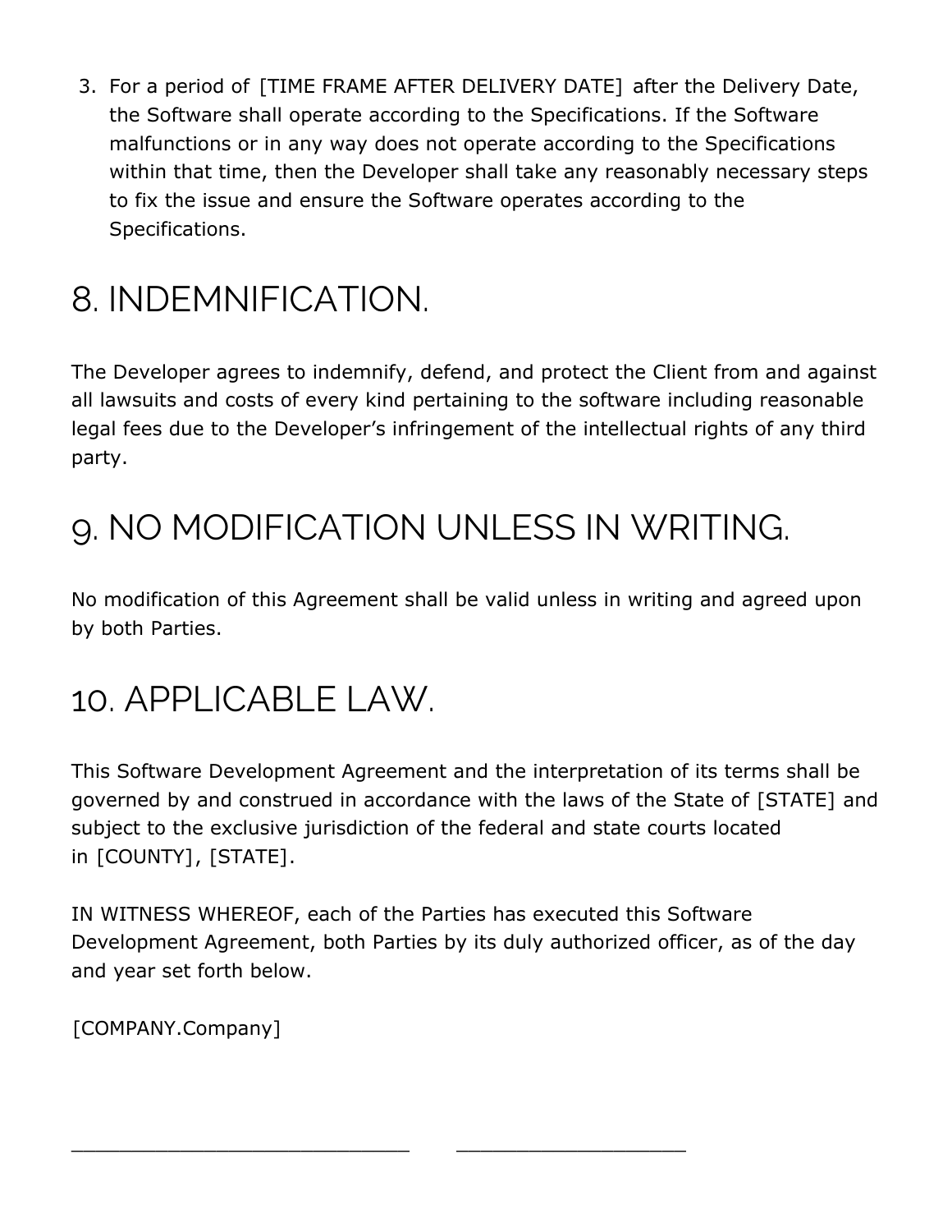3. For a period of [TIME FRAME AFTER DELIVERY DATE] after the Delivery Date, the Software shall operate according to the Specifications. If the Software malfunctions or in any way does not operate according to the Specifications within that time, then the Developer shall take any reasonably necessary steps to fix the issue and ensure the Software operates according to the Specifications.

# 8. INDEMNIFICATION.

The Developer agrees to indemnify, defend, and protect the Client from and against all lawsuits and costs of every kind pertaining to the software including reasonable legal fees due to the Developer's infringement of the intellectual rights of any third party.

# 9. NO MODIFICATION UNLESS IN WRITING.

No modification of this Agreement shall be valid unless in writing and agreed upon by both Parties.

# 10. APPLICABLE LAW.

This Software Development Agreement and the interpretation of its terms shall be governed by and construed in accordance with the laws of the State of [STATE] and subject to the exclusive jurisdiction of the federal and state courts located in [COUNTY], [STATE].

IN WITNESS WHEREOF, each of the Parties has executed this Software Development Agreement, both Parties by its duly authorized officer, as of the day and year set forth below.

[COMPANY.Company]

\_\_\_\_\_\_\_\_\_\_\_\_\_\_\_\_\_\_\_\_\_\_\_\_\_\_\_\_\_\_ \_\_\_\_\_\_\_\_\_\_\_\_\_\_\_\_\_\_\_\_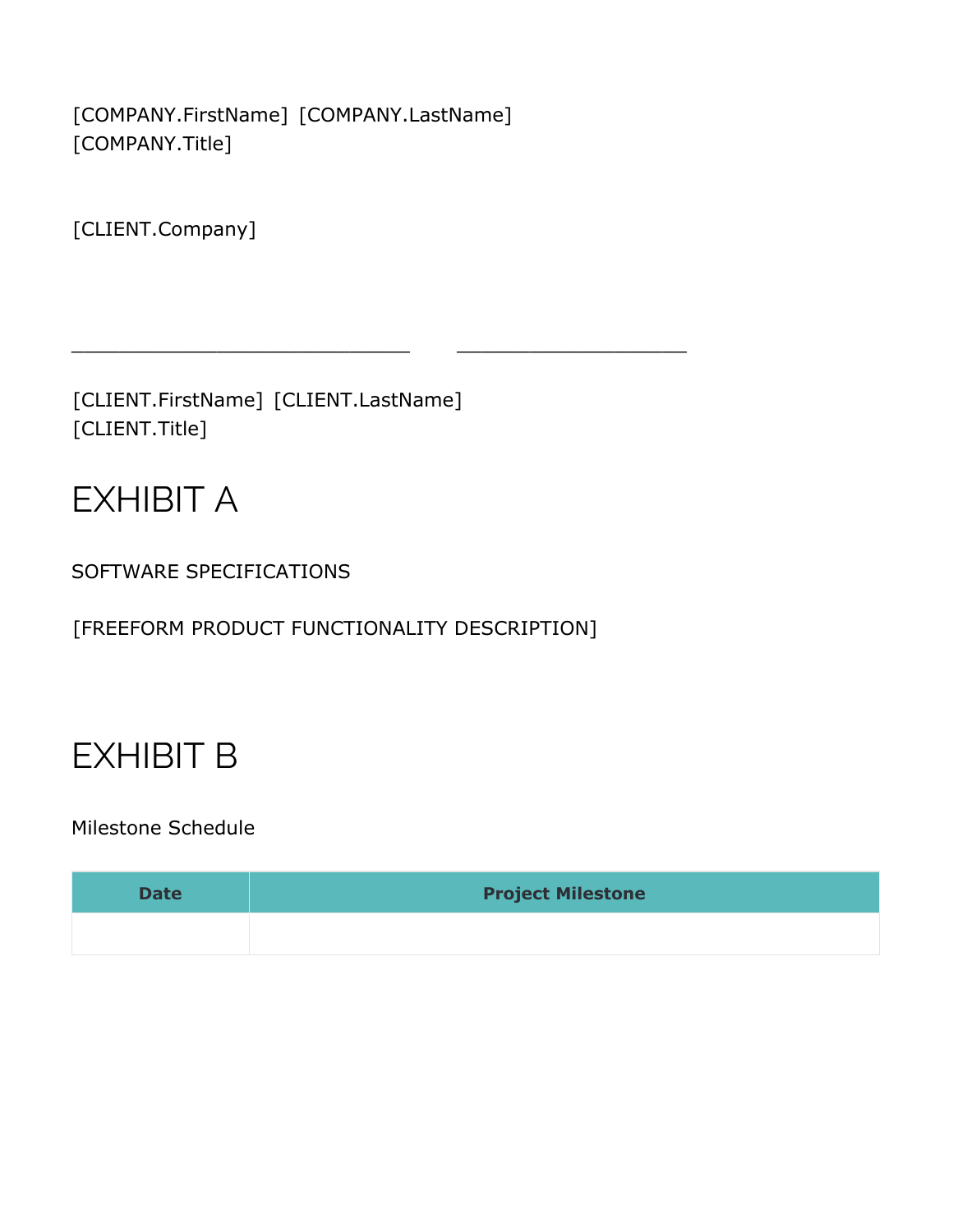[COMPANY.FirstName] [COMPANY.LastName]
[COMPANY.Title]

[CLIENT.Company]

______________________________ ____________________

[CLIENT.FirstName] [CLIENT.LastName]
[CLIENT.Title]

# EXHIBIT A

SOFTWARE SPECIFICATIONS

[FREEFORM PRODUCT FUNCTIONALITY DESCRIPTION]

# EXHIBIT B

Milestone Schedule

| Date | Project Milestone |
|---|---|
| | |